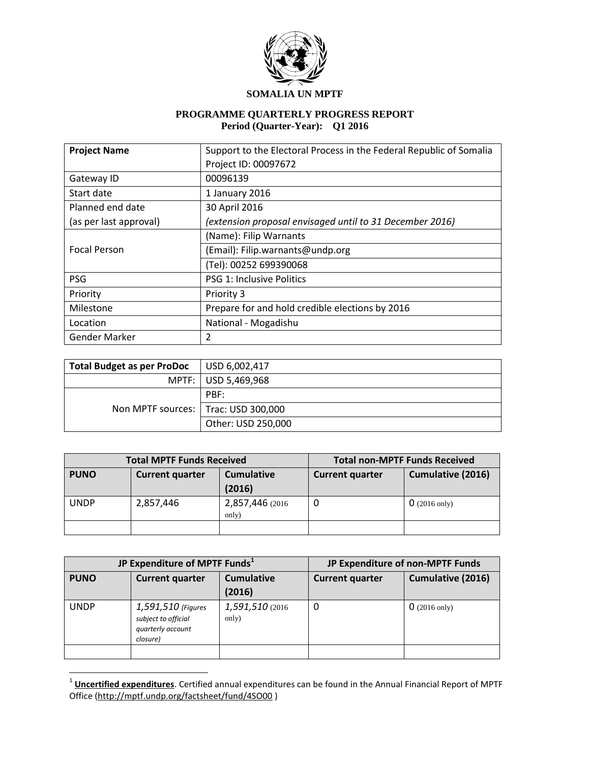**SOMALIA UN MPTF**

**PROGRAMME QUARTERLY PROGRESS REPORT**
**Period (Quarter-Year): Q1 2016**

| **Project Name** | Support to the Electoral Process in the Federal Republic of Somalia<br>Project ID: 00097672 |
|---|---|
| Gateway ID | 00096139 |
| Start date | 1 January 2016 |
| Planned end date<br>(as per last approval) | 30 April 2016<br>*(extension proposal envisaged until to 31 December 2016)* |
| Focal Person | (Name): Filip Warnants<br>(Email): Filip.warnants@undp.org<br>(Tel): 00252 699390068 |
| PSG | PSG 1: Inclusive Politics |
| Priority | Priority 3 |
| Milestone | Prepare for and hold credible elections by 2016 |
| Location | National - Mogadishu |
| Gender Marker | 2 |

| **Total Budget as per ProDoc** | USD 6,002,417 |
|---|---|
| MPTF: | USD 5,469,968 |
| Non MPTF sources: | PBF: |
| | Trac: USD 300,000 |
| | Other: USD 250,000 |

| **Total MPTF Funds Received** | | | **Total non-MPTF Funds Received** | |
|---|---|---|---|---|
| **PUNO** | **Current quarter** | **Cumulative (2016)** | **Current quarter** | **Cumulative (2016)** |
| UNDP | 2,857,446 | 2,857,446 (2016 only) | 0 | 0 (2016 only) |
| | | | | |

| **JP Expenditure of MPTF Funds**[1] | | | **JP Expenditure of non-MPTF Funds** | |
|---|---|---|---|---|
| **PUNO** | **Current quarter** | **Cumulative (2016)** | **Current quarter** | **Cumulative (2016)** |
| UNDP | *1,591,510 (Figures subject to official quarterly account closure)* | *1,591,510* (2016 only) | 0 | 0 (2016 only) |
| | | | | |

[1] **Uncertified expenditures**. Certified annual expenditures can be found in the Annual Financial Report of MPTF Office (http://mptf.undp.org/factsheet/fund/4SO00 )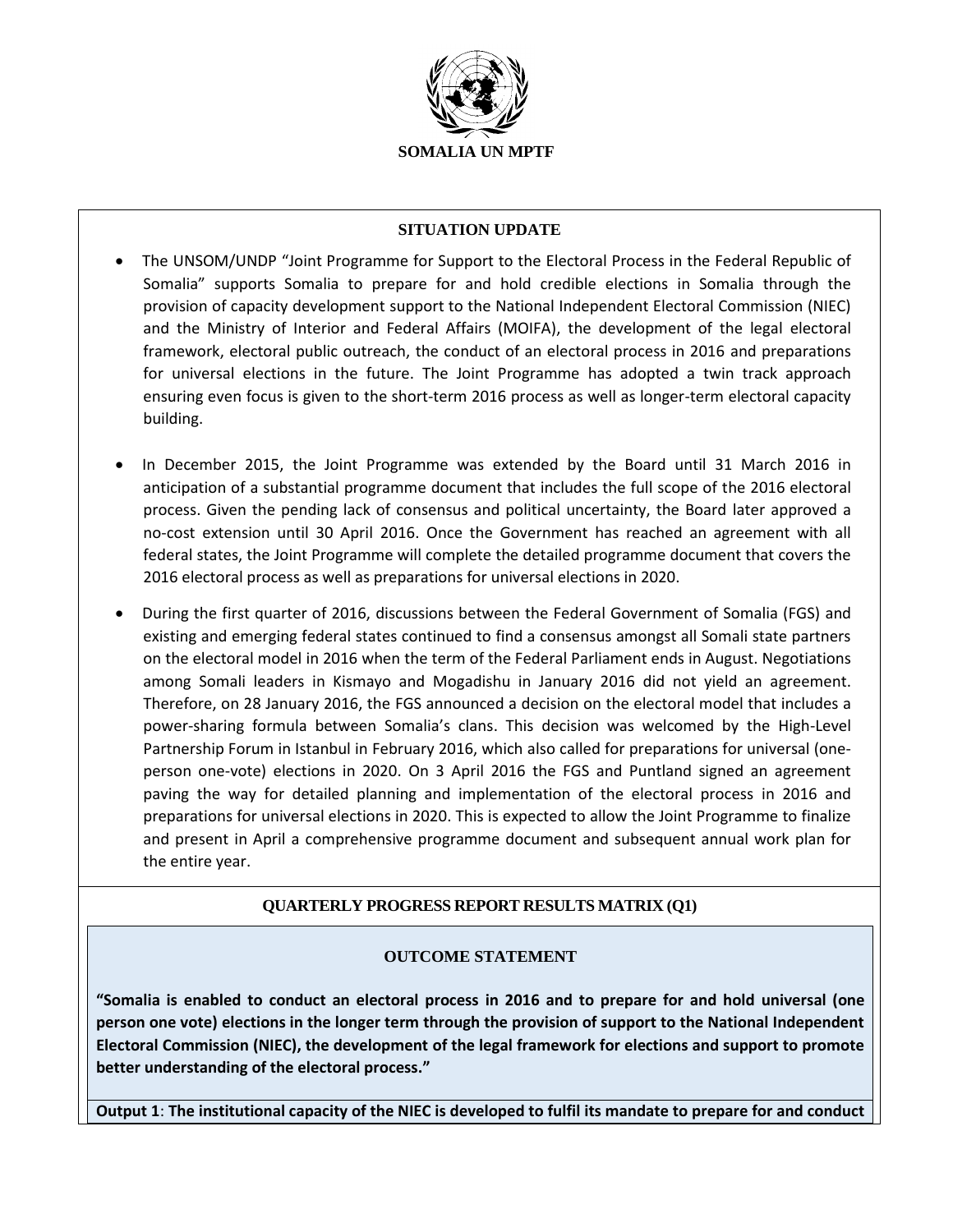**SOMALIA UN MPTF**

**SITUATION UPDATE**

- The UNSOM/UNDP "Joint Programme for Support to the Electoral Process in the Federal Republic of Somalia" supports Somalia to prepare for and hold credible elections in Somalia through the provision of capacity development support to the National Independent Electoral Commission (NIEC) and the Ministry of Interior and Federal Affairs (MOIFA), the development of the legal electoral framework, electoral public outreach, the conduct of an electoral process in 2016 and preparations for universal elections in the future. The Joint Programme has adopted a twin track approach ensuring even focus is given to the short-term 2016 process as well as longer-term electoral capacity building.
- In December 2015, the Joint Programme was extended by the Board until 31 March 2016 in anticipation of a substantial programme document that includes the full scope of the 2016 electoral process. Given the pending lack of consensus and political uncertainty, the Board later approved a no-cost extension until 30 April 2016. Once the Government has reached an agreement with all federal states, the Joint Programme will complete the detailed programme document that covers the 2016 electoral process as well as preparations for universal elections in 2020.
- During the first quarter of 2016, discussions between the Federal Government of Somalia (FGS) and existing and emerging federal states continued to find a consensus amongst all Somali state partners on the electoral model in 2016 when the term of the Federal Parliament ends in August. Negotiations among Somali leaders in Kismayo and Mogadishu in January 2016 did not yield an agreement. Therefore, on 28 January 2016, the FGS announced a decision on the electoral model that includes a power-sharing formula between Somalia's clans. This decision was welcomed by the High-Level Partnership Forum in Istanbul in February 2016, which also called for preparations for universal (one-person one-vote) elections in 2020. On 3 April 2016 the FGS and Puntland signed an agreement paving the way for detailed planning and implementation of the electoral process in 2016 and preparations for universal elections in 2020. This is expected to allow the Joint Programme to finalize and present in April a comprehensive programme document and subsequent annual work plan for the entire year.

**QUARTERLY PROGRESS REPORT RESULTS MATRIX (Q1)**

**OUTCOME STATEMENT**

**"Somalia is enabled to conduct an electoral process in 2016 and to prepare for and hold universal (one person one vote) elections in the longer term through the provision of support to the National Independent Electoral Commission (NIEC), the development of the legal framework for elections and support to promote better understanding of the electoral process."**

**Output 1**: **The institutional capacity of the NIEC is developed to fulfil its mandate to prepare for and conduct**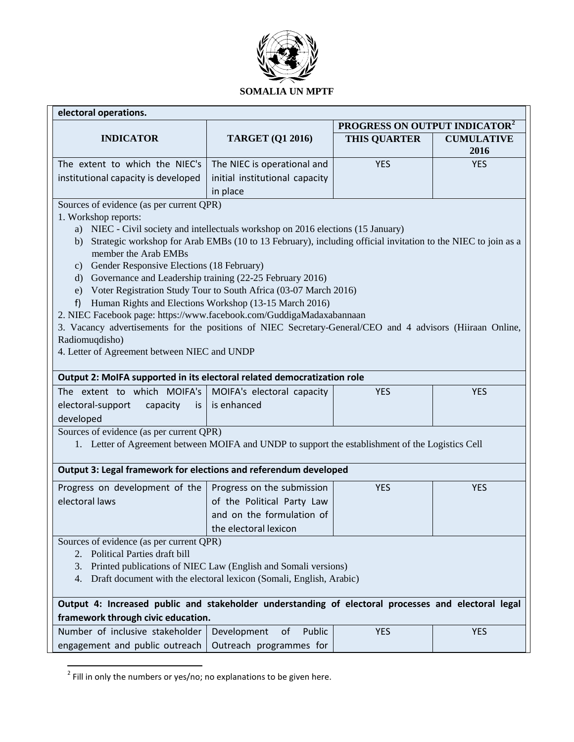| **electoral operations.** | | | |
|---|---|---|---|
| **INDICATOR** | **TARGET (Q1 2016)** | **PROGRESS ON OUTPUT INDICATOR[2]** | |
| | | **THIS QUARTER** | **CUMULATIVE 2016** |
| The extent to which the NIEC's institutional capacity is developed | The NIEC is operational and initial institutional capacity in place | YES | YES |
| Sources of evidence (as per current QPR)<br>1. Workshop reports:<br>a) NIEC - Civil society and intellectuals workshop on 2016 elections (15 January)<br>b) Strategic workshop for Arab EMBs (10 to 13 February), including official invitation to the NIEC to join as a member the Arab EMBs<br>c) Gender Responsive Elections (18 February)<br>d) Governance and Leadership training (22-25 February 2016)<br>e) Voter Registration Study Tour to South Africa (03-07 March 2016)<br>f) Human Rights and Elections Workshop (13-15 March 2016)<br>2. NIEC Facebook page: https://www.facebook.com/GuddigaMadaxabannaan<br>3. Vacancy advertisements for the positions of NIEC Secretary-General/CEO and 4 advisors (Hiiraan Online, Radiomuqdisho)<br>4. Letter of Agreement between NIEC and UNDP | | | |
| **Output 2: MoIFA supported in its electoral related democratization role** | | | |
| The extent to which MOIFA's electoral-support capacity is developed | MOIFA's electoral capacity is enhanced | YES | YES |
| Sources of evidence (as per current QPR)<br>1. Letter of Agreement between MOIFA and UNDP to support the establishment of the Logistics Cell | | | |
| **Output 3: Legal framework for elections and referendum developed** | | | |
| Progress on development of the electoral laws | Progress on the submission of the Political Party Law and on the formulation of the electoral lexicon | YES | YES |
| Sources of evidence (as per current QPR)<br>2. Political Parties draft bill<br>3. Printed publications of NIEC Law (English and Somali versions)<br>4. Draft document with the electoral lexicon (Somali, English, Arabic) | | | |
| **Output 4: Increased public and stakeholder understanding of electoral processes and electoral legal framework through civic education.** | | | |
| Number of inclusive stakeholder engagement and public outreach | Development of Public Outreach programmes for | YES | YES |

[2] Fill in only the numbers or yes/no; no explanations to be given here.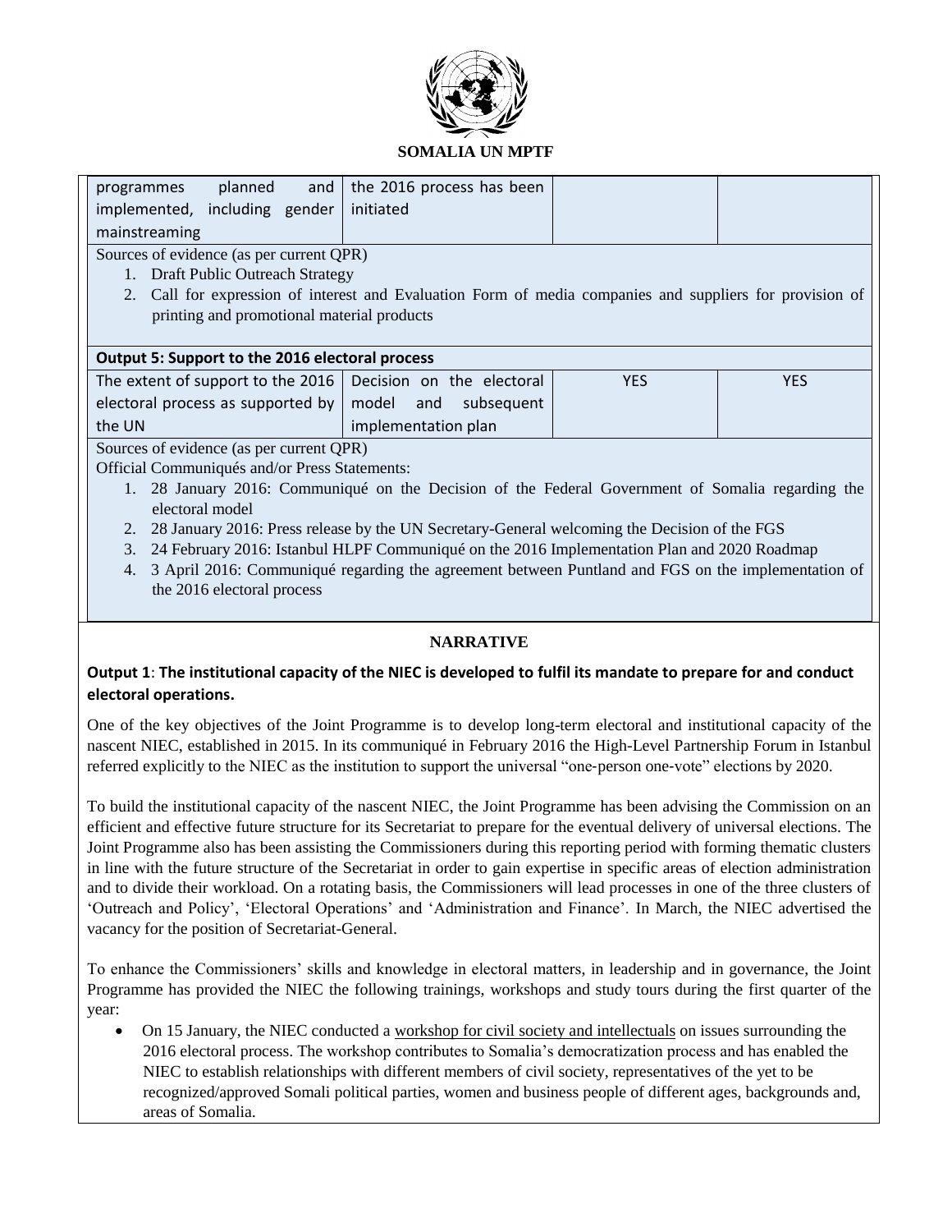| | | | |
|---|---|---|---|
| programmes planned and implemented, including gender mainstreaming | the 2016 process has been initiated | | |

Sources of evidence (as per current QPR)

1. Draft Public Outreach Strategy
2. Call for expression of interest and Evaluation Form of media companies and suppliers for provision of printing and promotional material products

**Output 5: Support to the 2016 electoral process**

| | | | |
|---|---|---|---|
| The extent of support to the 2016 electoral process as supported by the UN | Decision on the electoral model and subsequent implementation plan | YES | YES |

Sources of evidence (as per current QPR)

Official Communiqués and/or Press Statements:

1. 28 January 2016: Communiqué on the Decision of the Federal Government of Somalia regarding the electoral model
2. 28 January 2016: Press release by the UN Secretary-General welcoming the Decision of the FGS
3. 24 February 2016: Istanbul HLPF Communiqué on the 2016 Implementation Plan and 2020 Roadmap
4. 3 April 2016: Communiqué regarding the agreement between Puntland and FGS on the implementation of the 2016 electoral process

## NARRATIVE

**Output 1: The institutional capacity of the NIEC is developed to fulfil its mandate to prepare for and conduct electoral operations.**

One of the key objectives of the Joint Programme is to develop long-term electoral and institutional capacity of the nascent NIEC, established in 2015. In its communiqué in February 2016 the High-Level Partnership Forum in Istanbul referred explicitly to the NIEC as the institution to support the universal "one-person one-vote" elections by 2020.

To build the institutional capacity of the nascent NIEC, the Joint Programme has been advising the Commission on an efficient and effective future structure for its Secretariat to prepare for the eventual delivery of universal elections. The Joint Programme also has been assisting the Commissioners during this reporting period with forming thematic clusters in line with the future structure of the Secretariat in order to gain expertise in specific areas of election administration and to divide their workload. On a rotating basis, the Commissioners will lead processes in one of the three clusters of 'Outreach and Policy', 'Electoral Operations' and 'Administration and Finance'. In March, the NIEC advertised the vacancy for the position of Secretariat-General.

To enhance the Commissioners' skills and knowledge in electoral matters, in leadership and in governance, the Joint Programme has provided the NIEC the following trainings, workshops and study tours during the first quarter of the year:

- On 15 January, the NIEC conducted a workshop for civil society and intellectuals on issues surrounding the 2016 electoral process. The workshop contributes to Somalia's democratization process and has enabled the NIEC to establish relationships with different members of civil society, representatives of the yet to be recognized/approved Somali political parties, women and business people of different ages, backgrounds and, areas of Somalia.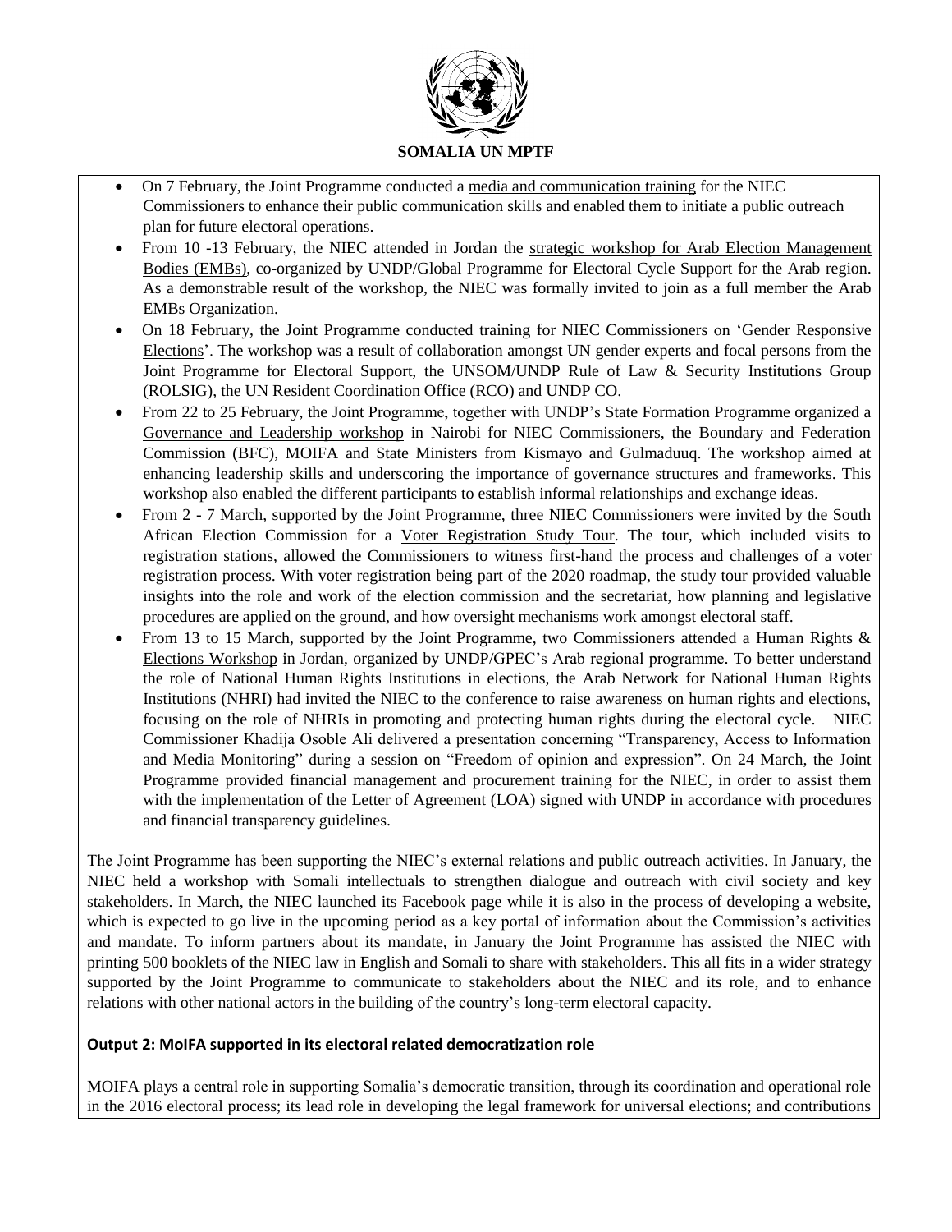- On 7 February, the Joint Programme conducted a media and communication training for the NIEC Commissioners to enhance their public communication skills and enabled them to initiate a public outreach plan for future electoral operations.
- From 10 -13 February, the NIEC attended in Jordan the strategic workshop for Arab Election Management Bodies (EMBs), co-organized by UNDP/Global Programme for Electoral Cycle Support for the Arab region. As a demonstrable result of the workshop, the NIEC was formally invited to join as a full member the Arab EMBs Organization.
- On 18 February, the Joint Programme conducted training for NIEC Commissioners on 'Gender Responsive Elections'. The workshop was a result of collaboration amongst UN gender experts and focal persons from the Joint Programme for Electoral Support, the UNSOM/UNDP Rule of Law & Security Institutions Group (ROLSIG), the UN Resident Coordination Office (RCO) and UNDP CO.
- From 22 to 25 February, the Joint Programme, together with UNDP's State Formation Programme organized a Governance and Leadership workshop in Nairobi for NIEC Commissioners, the Boundary and Federation Commission (BFC), MOIFA and State Ministers from Kismayo and Gulmaduuq. The workshop aimed at enhancing leadership skills and underscoring the importance of governance structures and frameworks. This workshop also enabled the different participants to establish informal relationships and exchange ideas.
- From 2 - 7 March, supported by the Joint Programme, three NIEC Commissioners were invited by the South African Election Commission for a Voter Registration Study Tour. The tour, which included visits to registration stations, allowed the Commissioners to witness first-hand the process and challenges of a voter registration process. With voter registration being part of the 2020 roadmap, the study tour provided valuable insights into the role and work of the election commission and the secretariat, how planning and legislative procedures are applied on the ground, and how oversight mechanisms work amongst electoral staff.
- From 13 to 15 March, supported by the Joint Programme, two Commissioners attended a Human Rights & Elections Workshop in Jordan, organized by UNDP/GPEC's Arab regional programme. To better understand the role of National Human Rights Institutions in elections, the Arab Network for National Human Rights Institutions (NHRI) had invited the NIEC to the conference to raise awareness on human rights and elections, focusing on the role of NHRIs in promoting and protecting human rights during the electoral cycle. NIEC Commissioner Khadija Osoble Ali delivered a presentation concerning "Transparency, Access to Information and Media Monitoring" during a session on "Freedom of opinion and expression". On 24 March, the Joint Programme provided financial management and procurement training for the NIEC, in order to assist them with the implementation of the Letter of Agreement (LOA) signed with UNDP in accordance with procedures and financial transparency guidelines.

The Joint Programme has been supporting the NIEC's external relations and public outreach activities. In January, the NIEC held a workshop with Somali intellectuals to strengthen dialogue and outreach with civil society and key stakeholders. In March, the NIEC launched its Facebook page while it is also in the process of developing a website, which is expected to go live in the upcoming period as a key portal of information about the Commission's activities and mandate. To inform partners about its mandate, in January the Joint Programme has assisted the NIEC with printing 500 booklets of the NIEC law in English and Somali to share with stakeholders. This all fits in a wider strategy supported by the Joint Programme to communicate to stakeholders about the NIEC and its role, and to enhance relations with other national actors in the building of the country's long-term electoral capacity.

**Output 2: MoIFA supported in its electoral related democratization role**

MOIFA plays a central role in supporting Somalia's democratic transition, through its coordination and operational role in the 2016 electoral process; its lead role in developing the legal framework for universal elections; and contributions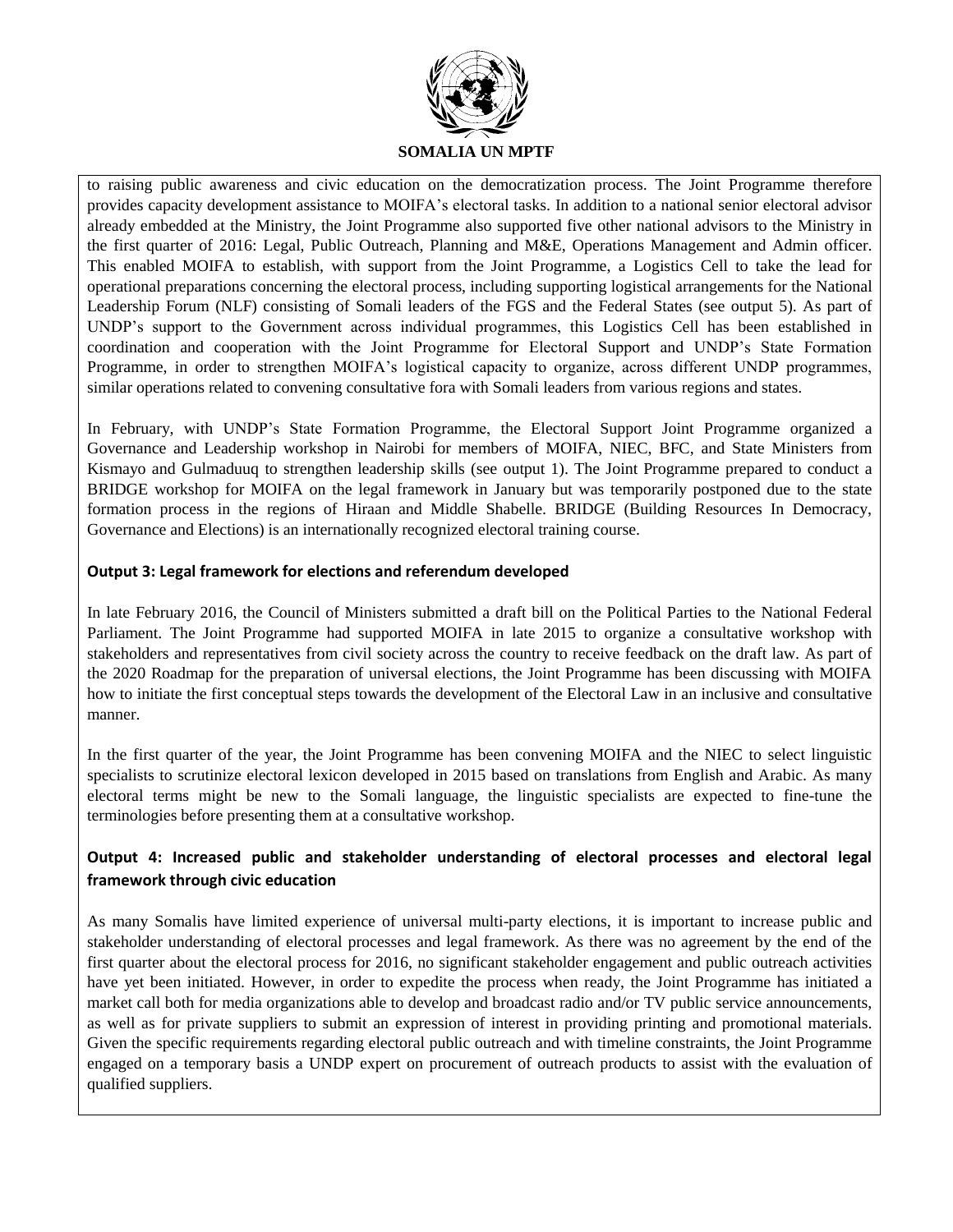to raising public awareness and civic education on the democratization process. The Joint Programme therefore provides capacity development assistance to MOIFA's electoral tasks. In addition to a national senior electoral advisor already embedded at the Ministry, the Joint Programme also supported five other national advisors to the Ministry in the first quarter of 2016: Legal, Public Outreach, Planning and M&E, Operations Management and Admin officer. This enabled MOIFA to establish, with support from the Joint Programme, a Logistics Cell to take the lead for operational preparations concerning the electoral process, including supporting logistical arrangements for the National Leadership Forum (NLF) consisting of Somali leaders of the FGS and the Federal States (see output 5). As part of UNDP's support to the Government across individual programmes, this Logistics Cell has been established in coordination and cooperation with the Joint Programme for Electoral Support and UNDP's State Formation Programme, in order to strengthen MOIFA's logistical capacity to organize, across different UNDP programmes, similar operations related to convening consultative fora with Somali leaders from various regions and states.

In February, with UNDP's State Formation Programme, the Electoral Support Joint Programme organized a Governance and Leadership workshop in Nairobi for members of MOIFA, NIEC, BFC, and State Ministers from Kismayo and Gulmaduuq to strengthen leadership skills (see output 1). The Joint Programme prepared to conduct a BRIDGE workshop for MOIFA on the legal framework in January but was temporarily postponed due to the state formation process in the regions of Hiraan and Middle Shabelle. BRIDGE (Building Resources In Democracy, Governance and Elections) is an internationally recognized electoral training course.

### Output 3: Legal framework for elections and referendum developed

In late February 2016, the Council of Ministers submitted a draft bill on the Political Parties to the National Federal Parliament. The Joint Programme had supported MOIFA in late 2015 to organize a consultative workshop with stakeholders and representatives from civil society across the country to receive feedback on the draft law. As part of the 2020 Roadmap for the preparation of universal elections, the Joint Programme has been discussing with MOIFA how to initiate the first conceptual steps towards the development of the Electoral Law in an inclusive and consultative manner.

In the first quarter of the year, the Joint Programme has been convening MOIFA and the NIEC to select linguistic specialists to scrutinize electoral lexicon developed in 2015 based on translations from English and Arabic. As many electoral terms might be new to the Somali language, the linguistic specialists are expected to fine-tune the terminologies before presenting them at a consultative workshop.

### Output 4: Increased public and stakeholder understanding of electoral processes and electoral legal framework through civic education

As many Somalis have limited experience of universal multi-party elections, it is important to increase public and stakeholder understanding of electoral processes and legal framework. As there was no agreement by the end of the first quarter about the electoral process for 2016, no significant stakeholder engagement and public outreach activities have yet been initiated. However, in order to expedite the process when ready, the Joint Programme has initiated a market call both for media organizations able to develop and broadcast radio and/or TV public service announcements, as well as for private suppliers to submit an expression of interest in providing printing and promotional materials. Given the specific requirements regarding electoral public outreach and with timeline constraints, the Joint Programme engaged on a temporary basis a UNDP expert on procurement of outreach products to assist with the evaluation of qualified suppliers.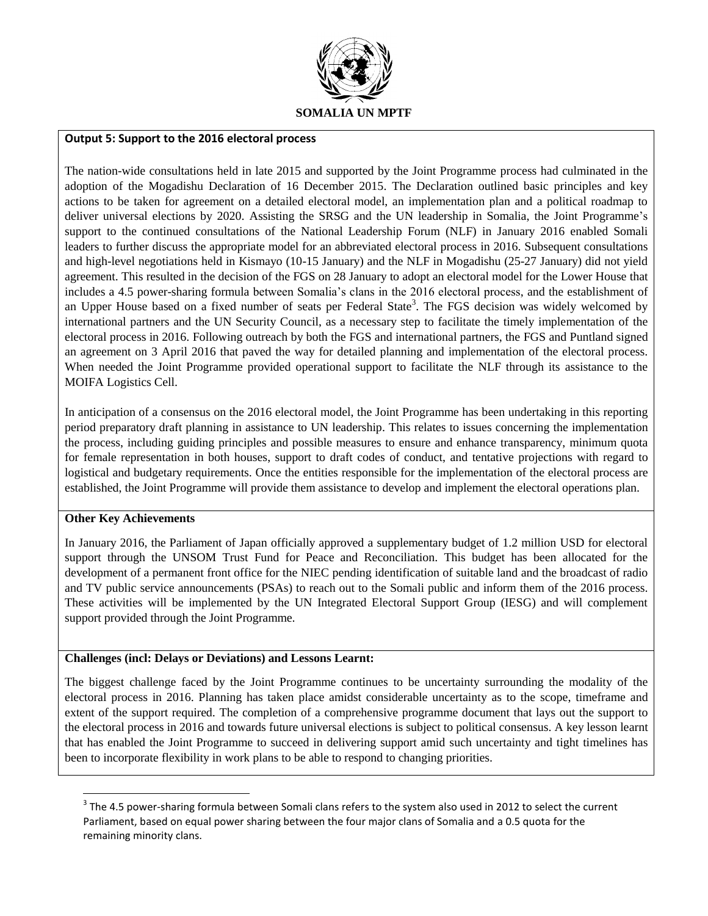**Output 5: Support to the 2016 electoral process**

The nation-wide consultations held in late 2015 and supported by the Joint Programme process had culminated in the adoption of the Mogadishu Declaration of 16 December 2015. The Declaration outlined basic principles and key actions to be taken for agreement on a detailed electoral model, an implementation plan and a political roadmap to deliver universal elections by 2020. Assisting the SRSG and the UN leadership in Somalia, the Joint Programme's support to the continued consultations of the National Leadership Forum (NLF) in January 2016 enabled Somali leaders to further discuss the appropriate model for an abbreviated electoral process in 2016. Subsequent consultations and high-level negotiations held in Kismayo (10-15 January) and the NLF in Mogadishu (25-27 January) did not yield agreement. This resulted in the decision of the FGS on 28 January to adopt an electoral model for the Lower House that includes a 4.5 power-sharing formula between Somalia's clans in the 2016 electoral process, and the establishment of an Upper House based on a fixed number of seats per Federal State[3]. The FGS decision was widely welcomed by international partners and the UN Security Council, as a necessary step to facilitate the timely implementation of the electoral process in 2016. Following outreach by both the FGS and international partners, the FGS and Puntland signed an agreement on 3 April 2016 that paved the way for detailed planning and implementation of the electoral process. When needed the Joint Programme provided operational support to facilitate the NLF through its assistance to the MOIFA Logistics Cell.

In anticipation of a consensus on the 2016 electoral model, the Joint Programme has been undertaking in this reporting period preparatory draft planning in assistance to UN leadership. This relates to issues concerning the implementation the process, including guiding principles and possible measures to ensure and enhance transparency, minimum quota for female representation in both houses, support to draft codes of conduct, and tentative projections with regard to logistical and budgetary requirements. Once the entities responsible for the implementation of the electoral process are established, the Joint Programme will provide them assistance to develop and implement the electoral operations plan.

**Other Key Achievements**

In January 2016, the Parliament of Japan officially approved a supplementary budget of 1.2 million USD for electoral support through the UNSOM Trust Fund for Peace and Reconciliation. This budget has been allocated for the development of a permanent front office for the NIEC pending identification of suitable land and the broadcast of radio and TV public service announcements (PSAs) to reach out to the Somali public and inform them of the 2016 process. These activities will be implemented by the UN Integrated Electoral Support Group (IESG) and will complement support provided through the Joint Programme.

**Challenges (incl: Delays or Deviations) and Lessons Learnt:**

The biggest challenge faced by the Joint Programme continues to be uncertainty surrounding the modality of the electoral process in 2016. Planning has taken place amidst considerable uncertainty as to the scope, timeframe and extent of the support required. The completion of a comprehensive programme document that lays out the support to the electoral process in 2016 and towards future universal elections is subject to political consensus. A key lesson learnt that has enabled the Joint Programme to succeed in delivering support amid such uncertainty and tight timelines has been to incorporate flexibility in work plans to be able to respond to changing priorities.

[3] The 4.5 power-sharing formula between Somali clans refers to the system also used in 2012 to select the current Parliament, based on equal power sharing between the four major clans of Somalia and a 0.5 quota for the remaining minority clans.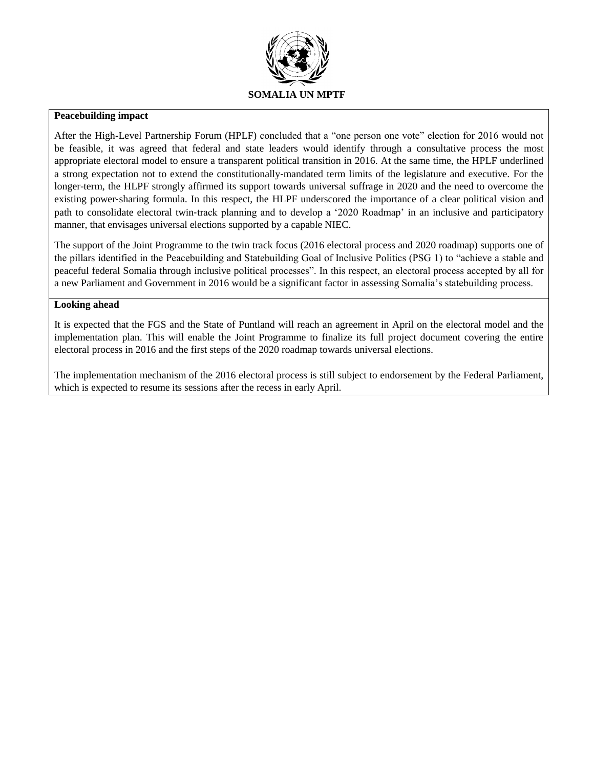**Peacebuilding impact**

After the High-Level Partnership Forum (HPLF) concluded that a "one person one vote" election for 2016 would not be feasible, it was agreed that federal and state leaders would identify through a consultative process the most appropriate electoral model to ensure a transparent political transition in 2016. At the same time, the HPLF underlined a strong expectation not to extend the constitutionally-mandated term limits of the legislature and executive. For the longer-term, the HLPF strongly affirmed its support towards universal suffrage in 2020 and the need to overcome the existing power-sharing formula. In this respect, the HLPF underscored the importance of a clear political vision and path to consolidate electoral twin-track planning and to develop a '2020 Roadmap' in an inclusive and participatory manner, that envisages universal elections supported by a capable NIEC.

The support of the Joint Programme to the twin track focus (2016 electoral process and 2020 roadmap) supports one of the pillars identified in the Peacebuilding and Statebuilding Goal of Inclusive Politics (PSG 1) to "achieve a stable and peaceful federal Somalia through inclusive political processes". In this respect, an electoral process accepted by all for a new Parliament and Government in 2016 would be a significant factor in assessing Somalia's statebuilding process.

**Looking ahead**

It is expected that the FGS and the State of Puntland will reach an agreement in April on the electoral model and the implementation plan. This will enable the Joint Programme to finalize its full project document covering the entire electoral process in 2016 and the first steps of the 2020 roadmap towards universal elections.

The implementation mechanism of the 2016 electoral process is still subject to endorsement by the Federal Parliament, which is expected to resume its sessions after the recess in early April.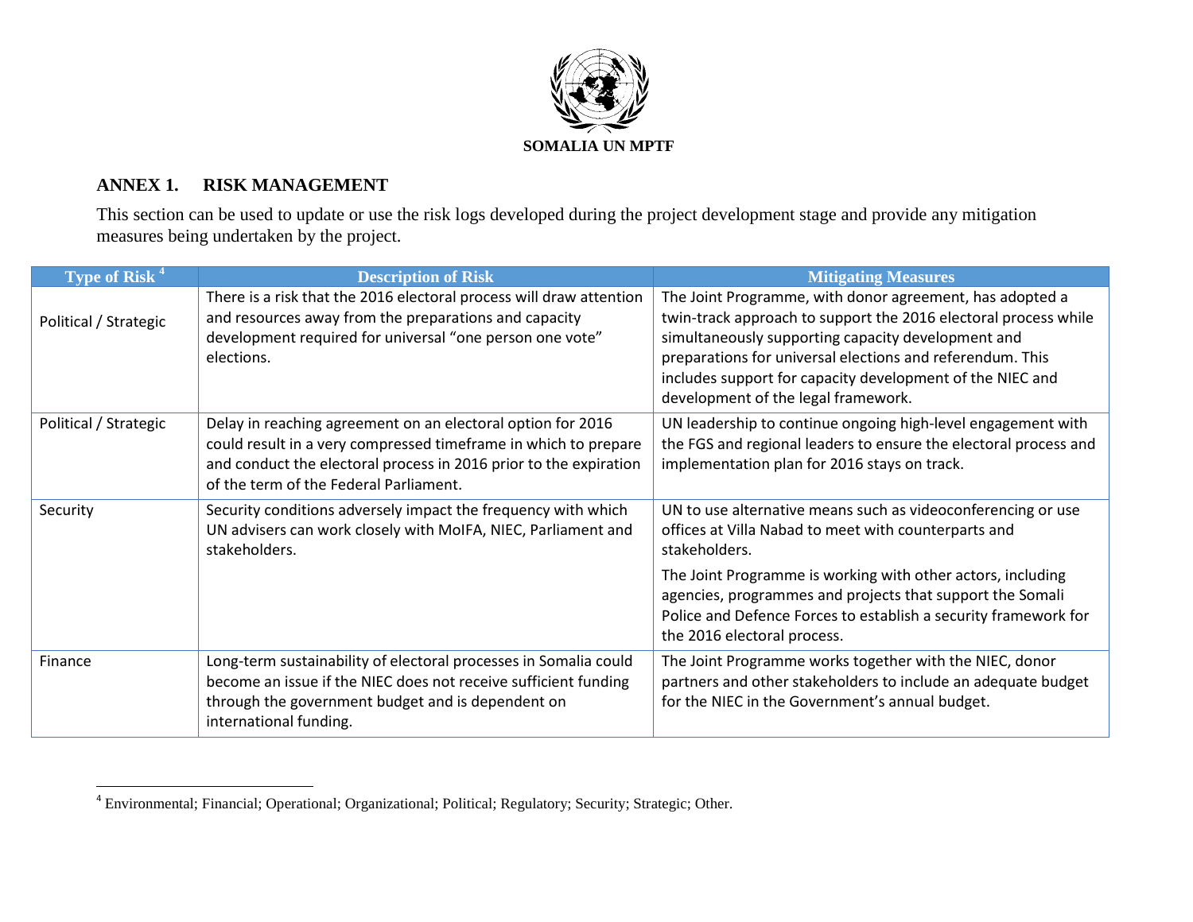**SOMALIA UN MPTF**

## ANNEX 1. RISK MANAGEMENT

This section can be used to update or use the risk logs developed during the project development stage and provide any mitigation measures being undertaken by the project.

| Type of Risk [4] | Description of Risk | Mitigating Measures |
|---|---|---|
| Political / Strategic | There is a risk that the 2016 electoral process will draw attention and resources away from the preparations and capacity development required for universal "one person one vote" elections. | The Joint Programme, with donor agreement, has adopted a twin-track approach to support the 2016 electoral process while simultaneously supporting capacity development and preparations for universal elections and referendum. This includes support for capacity development of the NIEC and development of the legal framework. |
| Political / Strategic | Delay in reaching agreement on an electoral option for 2016 could result in a very compressed timeframe in which to prepare and conduct the electoral process in 2016 prior to the expiration of the term of the Federal Parliament. | UN leadership to continue ongoing high-level engagement with the FGS and regional leaders to ensure the electoral process and implementation plan for 2016 stays on track. |
| Security | Security conditions adversely impact the frequency with which UN advisers can work closely with MoIFA, NIEC, Parliament and stakeholders. | UN to use alternative means such as videoconferencing or use offices at Villa Nabad to meet with counterparts and stakeholders.<br><br>The Joint Programme is working with other actors, including agencies, programmes and projects that support the Somali Police and Defence Forces to establish a security framework for the 2016 electoral process. |
| Finance | Long-term sustainability of electoral processes in Somalia could become an issue if the NIEC does not receive sufficient funding through the government budget and is dependent on international funding. | The Joint Programme works together with the NIEC, donor partners and other stakeholders to include an adequate budget for the NIEC in the Government's annual budget. |

[4] Environmental; Financial; Operational; Organizational; Political; Regulatory; Security; Strategic; Other.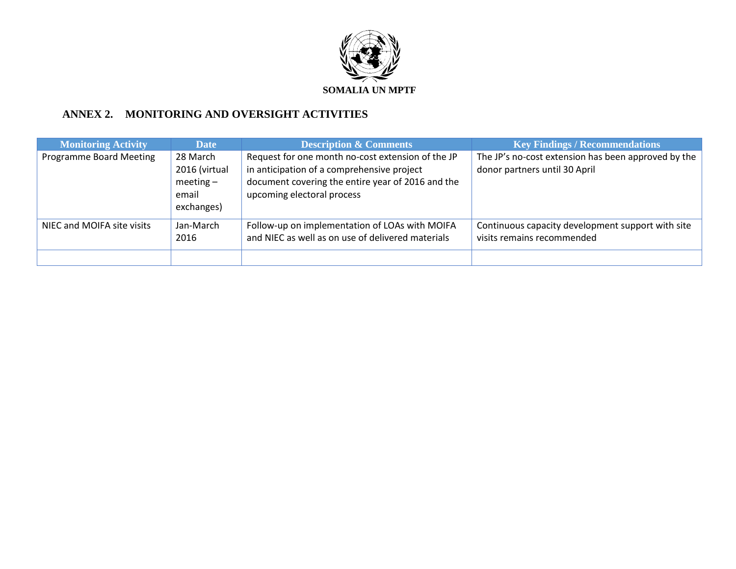**SOMALIA UN MPTF**

## ANNEX 2. MONITORING AND OVERSIGHT ACTIVITIES

| Monitoring Activity | Date | Description & Comments | Key Findings / Recommendations |
|---|---|---|---|
| Programme Board Meeting | 28 March 2016 (virtual meeting – email exchanges) | Request for one month no-cost extension of the JP in anticipation of a comprehensive project document covering the entire year of 2016 and the upcoming electoral process | The JP's no-cost extension has been approved by the donor partners until 30 April |
| NIEC and MOIFA site visits | Jan-March 2016 | Follow-up on implementation of LOAs with MOIFA and NIEC as well as on use of delivered materials | Continuous capacity development support with site visits remains recommended |
| | | | |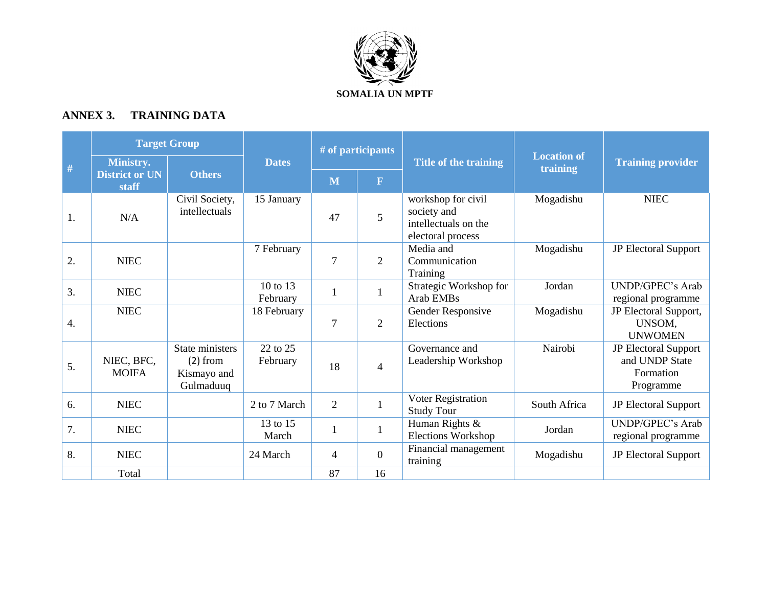**SOMALIA UN MPTF**

## ANNEX 3. TRAINING DATA

| # | Target Group | | Dates | # of participants | | Title of the training | Location of training | Training provider |
|---|---|---|---|---|---|---|---|---|
| | Ministry. District or UN staff | Others | | M | F | | | |
| 1. | N/A | Civil Society, intellectuals | 15 January | 47 | 5 | workshop for civil society and intellectuals on the electoral process | Mogadishu | NIEC |
| 2. | NIEC | | 7 February | 7 | 2 | Media and Communication Training | Mogadishu | JP Electoral Support |
| 3. | NIEC | | 10 to 13 February | 1 | 1 | Strategic Workshop for Arab EMBs | Jordan | UNDP/GPEC's Arab regional programme |
| 4. | NIEC | | 18 February | 7 | 2 | Gender Responsive Elections | Mogadishu | JP Electoral Support, UNSOM, UNWOMEN |
| 5. | NIEC, BFC, MOIFA | State ministers (2) from Kismayo and Gulmaduuq | 22 to 25 February | 18 | 4 | Governance and Leadership Workshop | Nairobi | JP Electoral Support and UNDP State Formation Programme |
| 6. | NIEC | | 2 to 7 March | 2 | 1 | Voter Registration Study Tour | South Africa | JP Electoral Support |
| 7. | NIEC | | 13 to 15 March | 1 | 1 | Human Rights & Elections Workshop | Jordan | UNDP/GPEC's Arab regional programme |
| 8. | NIEC | | 24 March | 4 | 0 | Financial management training | Mogadishu | JP Electoral Support |
| | Total | | | 87 | 16 | | | |